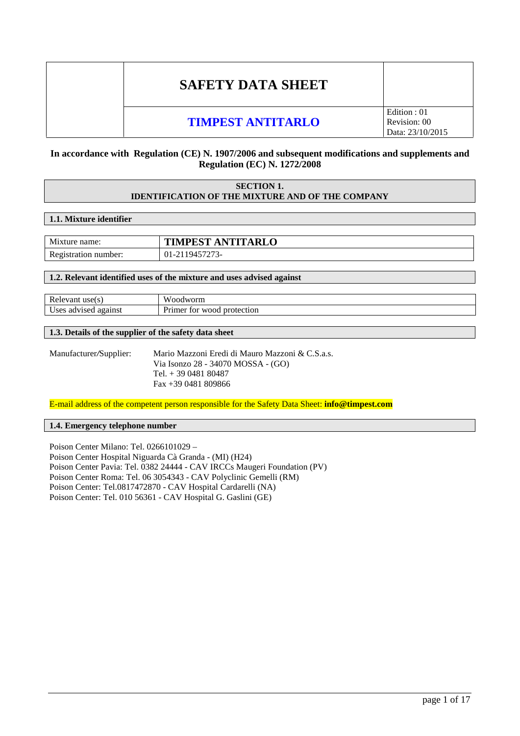| | SAFETY DATA SHEET | |
|---|---|---|
| | **TIMPEST ANTITARLO** | Edition : 01<br>Revision: 00<br>Data: 23/10/2015 |

**In accordance with Regulation (CE) N. 1907/2006 and subsequent modifications and supplements and Regulation (EC) N. 1272/2008**

## SECTION 1. IDENTIFICATION OF THE MIXTURE AND OF THE COMPANY

### 1.1. Mixture identifier

| Mixture name: | **TIMPEST ANTITARLO** |
|---|---|
| Registration number: | 01-2119457273- |

### 1.2. Relevant identified uses of the mixture and uses advised against

| Relevant use(s) | Woodworm |
|---|---|
| Uses advised against | Primer for wood protection |

### 1.3. Details of the supplier of the safety data sheet

Manufacturer/Supplier: Mario Mazzoni Eredi di Mauro Mazzoni & C.S.a.s.
Via Isonzo 28 - 34070 MOSSA - (GO)
Tel. + 39 0481 80487
Fax +39 0481 809866

E-mail address of the competent person responsible for the Safety Data Sheet: **info@timpest.com**

### 1.4. Emergency telephone number

Poison Center Milano: Tel. 0266101029 –
Poison Center Hospital Niguarda Cà Granda - (MI) (H24)
Poison Center Pavia: Tel. 0382 24444 - CAV IRCCs Maugeri Foundation (PV)
Poison Center Roma: Tel. 06 3054343 - CAV Polyclinic Gemelli (RM)
Poison Center: Tel.0817472870 - CAV Hospital Cardarelli (NA)
Poison Center: Tel. 010 56361 - CAV Hospital G. Gaslini (GE)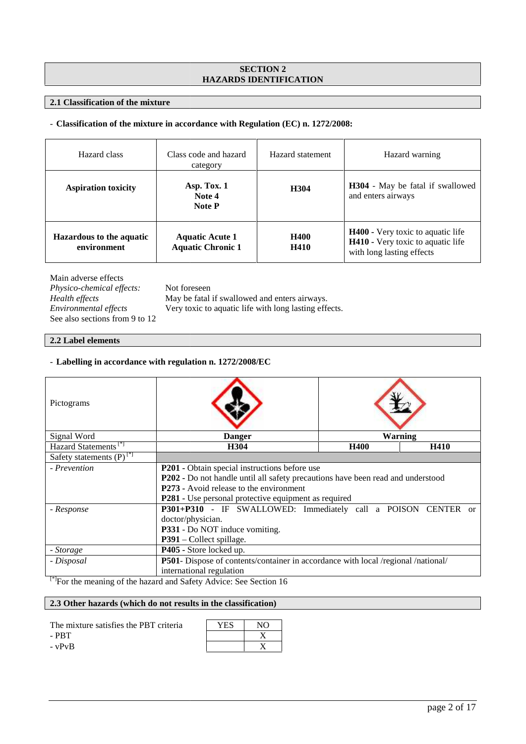## SECTION 2
## HAZARDS IDENTIFICATION

### 2.1 Classification of the mixture

- **Classification of the mixture in accordance with Regulation (EC) n. 1272/2008:**

| Hazard class | Class code and hazard category | Hazard statement | Hazard warning |
|---|---|---|---|
| **Aspiration toxicity** | **Asp. Tox. 1**<br>**Note 4**<br>**Note P** | **H304** | **H304** - May be fatal if swallowed and enters airways |
| **Hazardous to the aquatic environment** | **Aquatic Acute 1**<br>**Aquatic Chronic 1** | **H400**<br>**H410** | **H400** - Very toxic to aquatic life<br>**H410** - Very toxic to aquatic life with long lasting effects |

Main adverse effects

*Physico-chemical effects:* Not foreseen

*Health effects* May be fatal if swallowed and enters airways.

*Environmental effects* Very toxic to aquatic life with long lasting effects.

See also sections from 9 to 12

### 2.2 Label elements

- **Labelling in accordance with regulation n. 1272/2008/EC**

| Pictograms | | | |
|---|---|---|---|
| Signal Word | **Danger** | **Warning** | |
| Hazard Statements [*] | **H304** | **H400** | **H410** |
| Safety statements (P) [*] | | | |
| *- Prevention* | **P201 -** Obtain special instructions before use<br>**P202 -** Do not handle until all safety precautions have been read and understood<br>**P273 -** Avoid release to the environment<br>**P281 -** Use personal protective equipment as required | | |
| *- Response* | **P301+P310** - IF SWALLOWED: Immediately call a POISON CENTER or doctor/physician.<br>**P331** - Do NOT induce vomiting.<br>**P391** – Collect spillage. | | |
| *- Storage* | **P405 -** Store locked up. | | |
| *- Disposal* | **P501**- Dispose of contents/container in accordance with local /regional /national/ international regulation | | |

[*]For the meaning of the hazard and Safety Advice: See Section 16

### 2.3 Other hazards (which do not results in the classification)

| The mixture satisfies the PBT criteria | YES | NO |
|---|---|---|
| - PBT | | X |
| - vPvB | | X |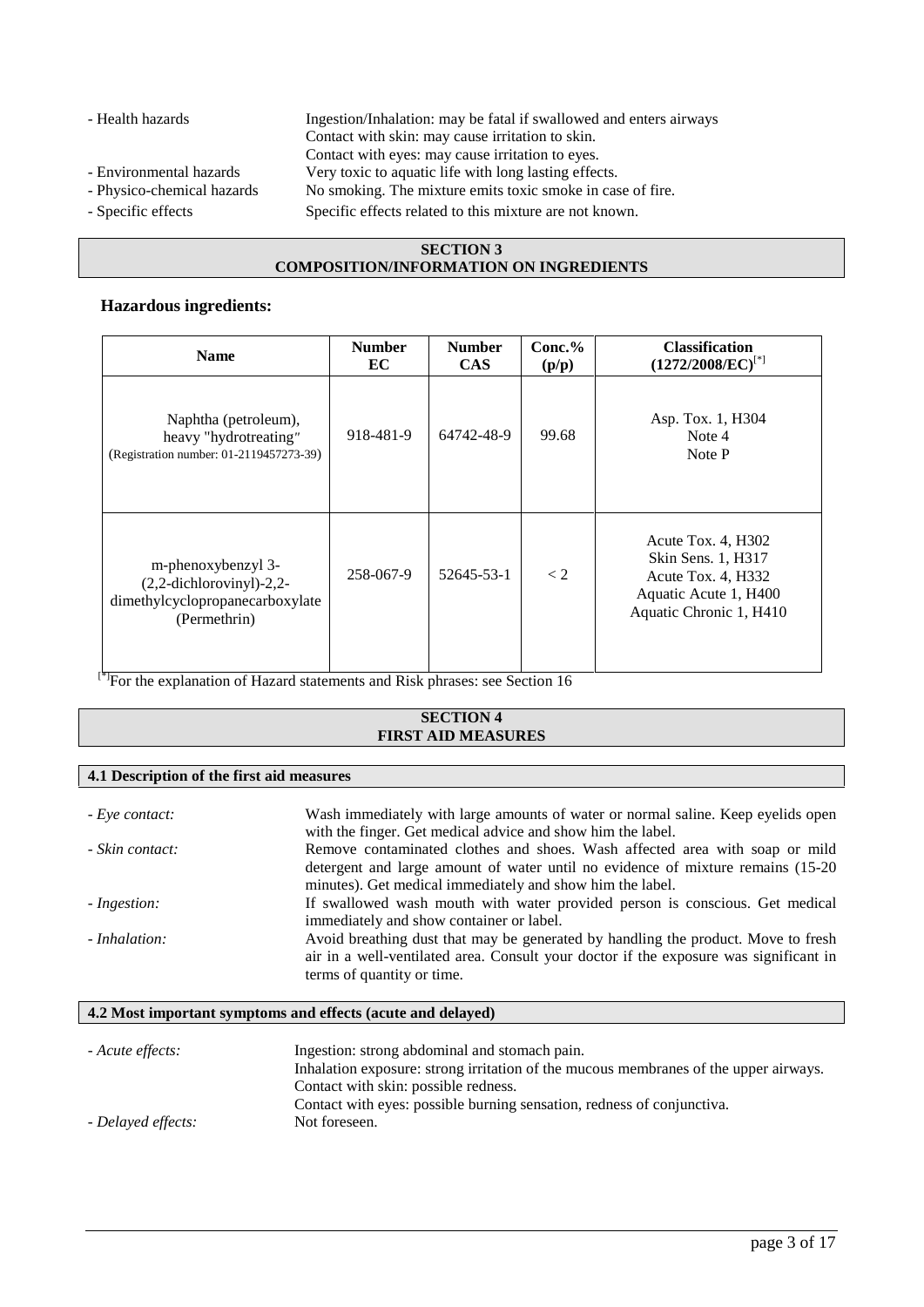- Health hazards — Ingestion/Inhalation: may be fatal if swallowed and enters airways
  Contact with skin: may cause irritation to skin.
  Contact with eyes: may cause irritation to eyes.
- Environmental hazards — Very toxic to aquatic life with long lasting effects.
- Physico-chemical hazards — No smoking. The mixture emits toxic smoke in case of fire.
- Specific effects — Specific effects related to this mixture are not known.

## SECTION 3
## COMPOSITION/INFORMATION ON INGREDIENTS

### Hazardous ingredients:

| Name | Number EC | Number CAS | Conc.% (p/p) | Classification (1272/2008/EC)[*] |
|---|---|---|---|---|
| Naphtha (petroleum), heavy "hydrotreating" (Registration number: 01-2119457273-39) | 918-481-9 | 64742-48-9 | 99.68 | Asp. Tox. 1, H304<br>Note 4<br>Note P |
| m-phenoxybenzyl 3-(2,2-dichlorovinyl)-2,2-dimethylcyclopropanecarboxylate (Permethrin) | 258-067-9 | 52645-53-1 | < 2 | Acute Tox. 4, H302<br>Skin Sens. 1, H317<br>Acute Tox. 4, H332<br>Aquatic Acute 1, H400<br>Aquatic Chronic 1, H410 |

[*]For the explanation of Hazard statements and Risk phrases: see Section 16

## SECTION 4
## FIRST AID MEASURES

### 4.1 Description of the first aid measures

- *Eye contact:* Wash immediately with large amounts of water or normal saline. Keep eyelids open with the finger. Get medical advice and show him the label.
- *Skin contact:* Remove contaminated clothes and shoes. Wash affected area with soap or mild detergent and large amount of water until no evidence of mixture remains (15-20 minutes). Get medical immediately and show him the label.
- *Ingestion:* If swallowed wash mouth with water provided person is conscious. Get medical immediately and show container or label.
- *Inhalation:* Avoid breathing dust that may be generated by handling the product. Move to fresh air in a well-ventilated area. Consult your doctor if the exposure was significant in terms of quantity or time.

### 4.2 Most important symptoms and effects (acute and delayed)

- *Acute effects:* Ingestion: strong abdominal and stomach pain.
  Inhalation exposure: strong irritation of the mucous membranes of the upper airways.
  Contact with skin: possible redness.
  Contact with eyes: possible burning sensation, redness of conjunctiva.
- *Delayed effects:* Not foreseen.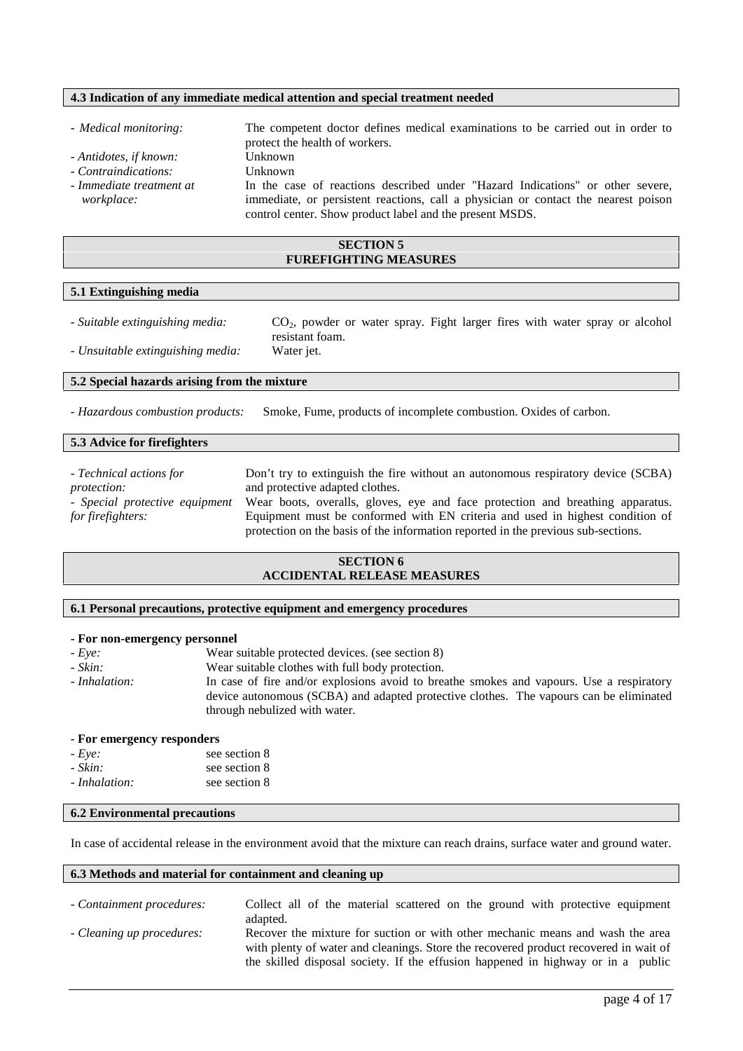### 4.3 Indication of any immediate medical attention and special treatment needed

- *Medical monitoring:* The competent doctor defines medical examinations to be carried out in order to protect the health of workers.
- *Antidotes, if known:* Unknown
- *Contraindications:* Unknown
- *Immediate treatment at workplace:* In the case of reactions described under "Hazard Indications" or other severe, immediate, or persistent reactions, call a physician or contact the nearest poison control center. Show product label and the present MSDS.

## SECTION 5
## FUREFIGHTING MEASURES

### 5.1 Extinguishing media

- *Suitable extinguishing media:* $CO_2$, powder or water spray. Fight larger fires with water spray or alcohol resistant foam.
- *Unsuitable extinguishing media:* Water jet.

### 5.2 Special hazards arising from the mixture

- *Hazardous combustion products:* Smoke, Fume, products of incomplete combustion. Oxides of carbon.

### 5.3 Advice for firefighters

- *Technical actions for protection:* Don't try to extinguish the fire without an autonomous respiratory device (SCBA) and protective adapted clothes.
- *Special protective equipment for firefighters:* Wear boots, overalls, gloves, eye and face protection and breathing apparatus. Equipment must be conformed with EN criteria and used in highest condition of protection on the basis of the information reported in the previous sub-sections.

## SECTION 6
## ACCIDENTAL RELEASE MEASURES

### 6.1 Personal precautions, protective equipment and emergency procedures

**- For non-emergency personnel**

- *Eye:* Wear suitable protected devices. (see section 8)
- *Skin:* Wear suitable clothes with full body protection.
- *Inhalation:* In case of fire and/or explosions avoid to breathe smokes and vapours. Use a respiratory device autonomous (SCBA) and adapted protective clothes. The vapours can be eliminated through nebulized with water.

**- For emergency responders**

- *Eye:* see section 8
- *Skin:* see section 8
- *Inhalation:* see section 8

### 6.2 Environmental precautions

In case of accidental release in the environment avoid that the mixture can reach drains, surface water and ground water.

### 6.3 Methods and material for containment and cleaning up

- *Containment procedures:* Collect all of the material scattered on the ground with protective equipment adapted.
- *Cleaning up procedures:* Recover the mixture for suction or with other mechanic means and wash the area with plenty of water and cleanings. Store the recovered product recovered in wait of the skilled disposal society. If the effusion happened in highway or in a public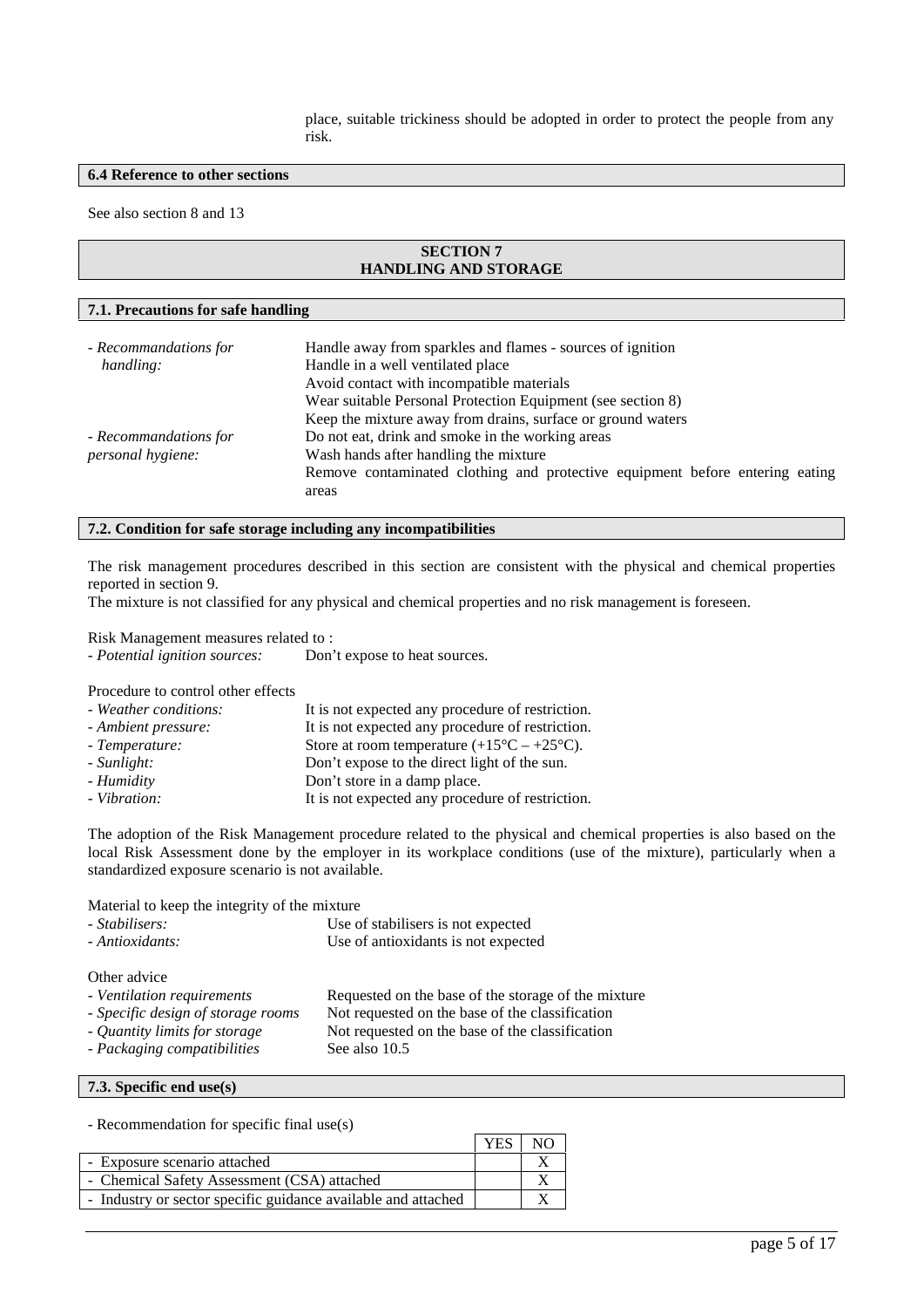place, suitable trickiness should be adopted in order to protect the people from any risk.

### 6.4 Reference to other sections

See also section 8 and 13

## SECTION 7
## HANDLING AND STORAGE

### 7.1. Precautions for safe handling

| | |
|---|---|
| *- Recommandations for handling:* | Handle away from sparkles and flames - sources of ignition<br>Handle in a well ventilated place<br>Avoid contact with incompatible materials<br>Wear suitable Personal Protection Equipment (see section 8)<br>Keep the mixture away from drains, surface or ground waters |
| *- Recommandations for personal hygiene:* | Do not eat, drink and smoke in the working areas<br>Wash hands after handling the mixture<br>Remove contaminated clothing and protective equipment before entering eating areas |

### 7.2. Condition for safe storage including any incompatibilities

The risk management procedures described in this section are consistent with the physical and chemical properties reported in section 9.
The mixture is not classified for any physical and chemical properties and no risk management is foreseen.

Risk Management measures related to :
*- Potential ignition sources:* Don't expose to heat sources.

Procedure to control other effects

| | |
|---|---|
| *- Weather conditions:* | It is not expected any procedure of restriction. |
| *- Ambient pressure:* | It is not expected any procedure of restriction. |
| *- Temperature:* | Store at room temperature (+15°C – +25°C). |
| *- Sunlight:* | Don't expose to the direct light of the sun. |
| *- Humidity* | Don't store in a damp place. |
| *- Vibration:* | It is not expected any procedure of restriction. |

The adoption of the Risk Management procedure related to the physical and chemical properties is also based on the local Risk Assessment done by the employer in its workplace conditions (use of the mixture), particularly when a standardized exposure scenario is not available.

Material to keep the integrity of the mixture

| | |
|---|---|
| *- Stabilisers:* | Use of stabilisers is not expected |
| *- Antioxidants:* | Use of antioxidants is not expected |

Other advice

| | |
|---|---|
| *- Ventilation requirements* | Requested on the base of the storage of the mixture |
| *- Specific design of storage rooms* | Not requested on the base of the classification |
| *- Quantity limits for storage* | Not requested on the base of the classification |
| *- Packaging compatibilities* | See also 10.5 |

### 7.3. Specific end use(s)

- Recommendation for specific final use(s)

| | YES | NO |
|---|---|---|
| - Exposure scenario attached | | X |
| - Chemical Safety Assessment (CSA) attached | | X |
| - Industry or sector specific guidance available and attached | | X |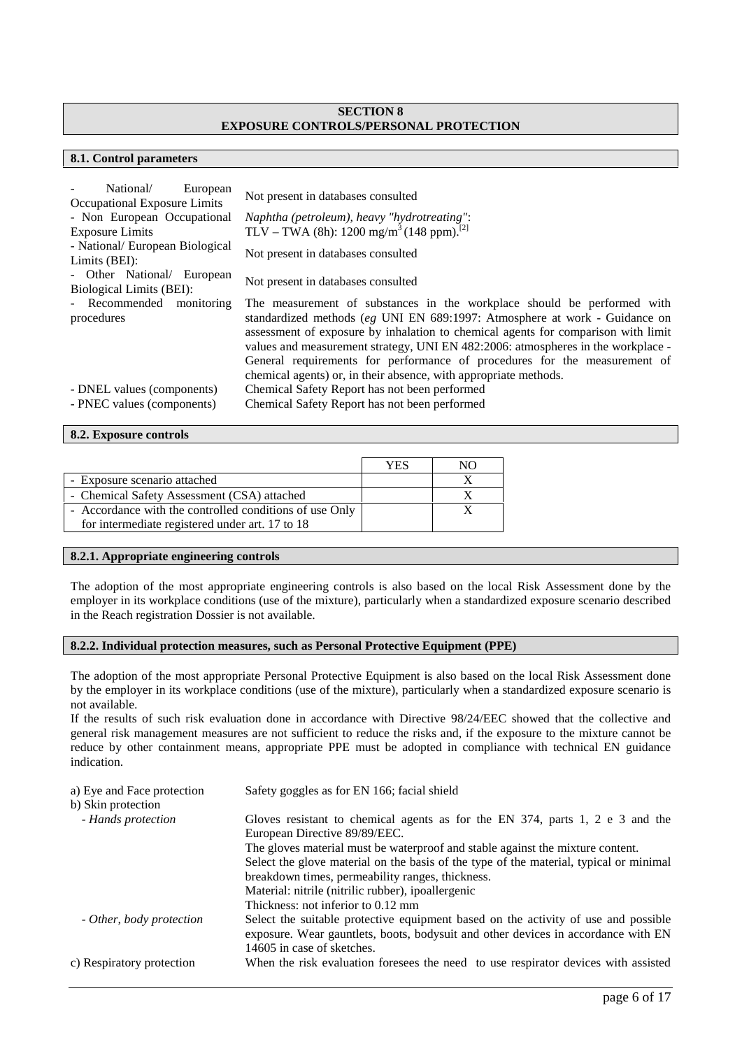## SECTION 8
## EXPOSURE CONTROLS/PERSONAL PROTECTION

### 8.1. Control parameters

| | |
|---|---|
| - National/ European Occupational Exposure Limits | Not present in databases consulted |
| - Non European Occupational Exposure Limits | *Naphtha (petroleum), heavy "hydrotreating"*: TLV – TWA (8h): 1200 $mg/m^3$ (148 ppm).[2] |
| - National/ European Biological Limits (BEI): | Not present in databases consulted |
| - Other National/ European Biological Limits (BEI): | Not present in databases consulted |
| - Recommended monitoring procedures | The measurement of substances in the workplace should be performed with standardized methods (*eg* UNI EN 689:1997: Atmosphere at work - Guidance on assessment of exposure by inhalation to chemical agents for comparison with limit values and measurement strategy, UNI EN 482:2006: atmospheres in the workplace - General requirements for performance of procedures for the measurement of chemical agents) or, in their absence, with appropriate methods. |
| - DNEL values (components) | Chemical Safety Report has not been performed |
| - PNEC values (components) | Chemical Safety Report has not been performed |

### 8.2. Exposure controls

| | YES | NO |
|---|---|---|
| - Exposure scenario attached | | X |
| - Chemical Safety Assessment (CSA) attached | | X |
| - Accordance with the controlled conditions of use Only for intermediate registered under art. 17 to 18 | | X |

### 8.2.1. Appropriate engineering controls

The adoption of the most appropriate engineering controls is also based on the local Risk Assessment done by the employer in its workplace conditions (use of the mixture), particularly when a standardized exposure scenario described in the Reach registration Dossier is not available.

### 8.2.2. Individual protection measures, such as Personal Protective Equipment (PPE)

The adoption of the most appropriate Personal Protective Equipment is also based on the local Risk Assessment done by the employer in its workplace conditions (use of the mixture), particularly when a standardized exposure scenario is not available.
If the results of such risk evaluation done in accordance with Directive 98/24/EEC showed that the collective and general risk management measures are not sufficient to reduce the risks and, if the exposure to the mixture cannot be reduce by other containment means, appropriate PPE must be adopted in compliance with technical EN guidance indication.

| | |
|---|---|
| a) Eye and Face protection | Safety goggles as for EN 166; facial shield |
| b) Skin protection | |
| *- Hands protection* | Gloves resistant to chemical agents as for the EN 374, parts 1, 2 e 3 and the European Directive 89/89/EEC.<br>The gloves material must be waterproof and stable against the mixture content.<br>Select the glove material on the basis of the type of the material, typical or minimal breakdown times, permeability ranges, thickness.<br>Material: nitrile (nitrilic rubber), ipoallergenic<br>Thickness: not inferior to 0.12 mm |
| *- Other, body protection* | Select the suitable protective equipment based on the activity of use and possible exposure. Wear gauntlets, boots, bodysuit and other devices in accordance with EN 14605 in case of sketches. |
| c) Respiratory protection | When the risk evaluation foresees the need to use respirator devices with assisted |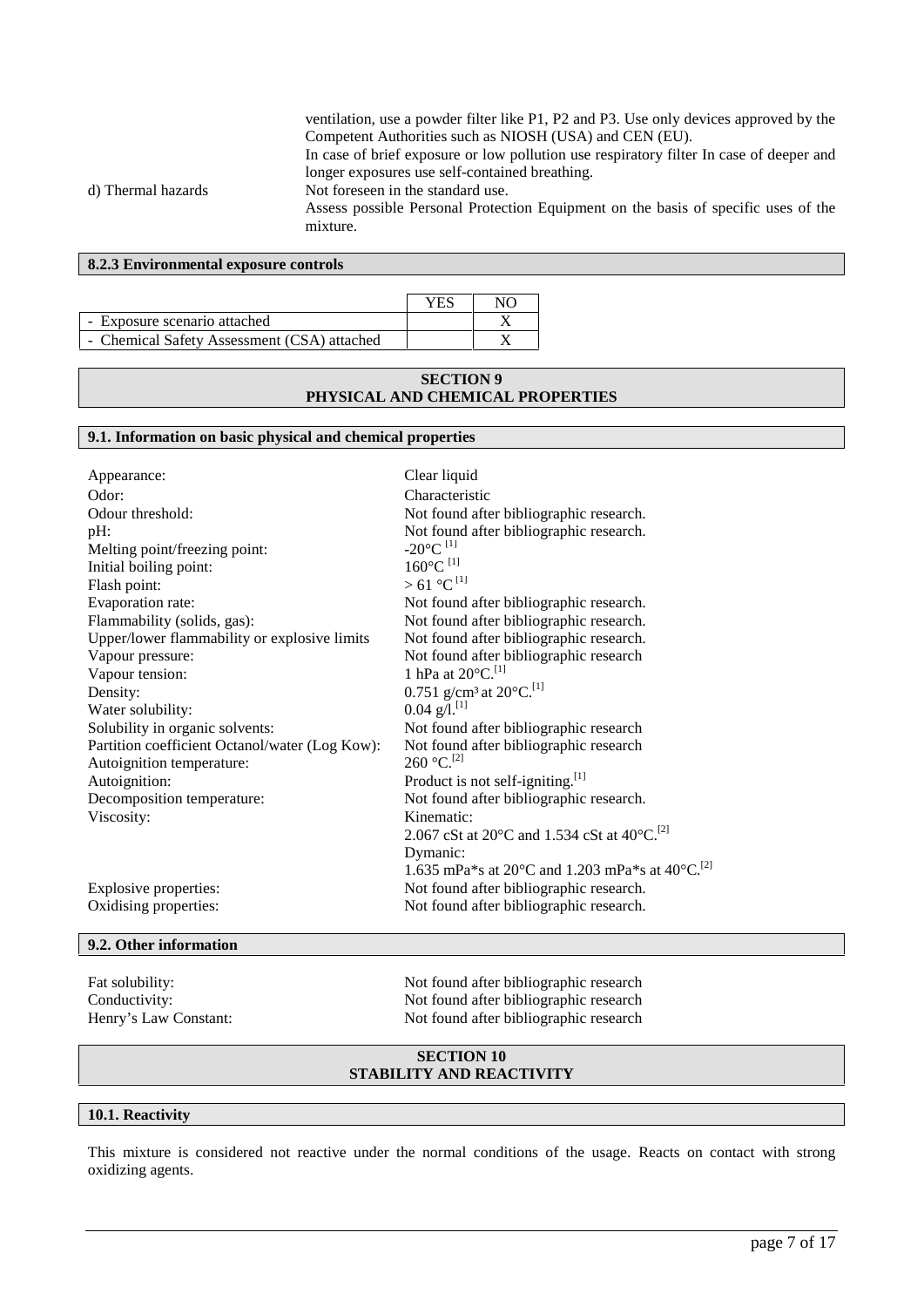|  | ventilation, use a powder filter like P1, P2 and P3. Use only devices approved by the Competent Authorities such as NIOSH (USA) and CEN (EU). In case of brief exposure or low pollution use respiratory filter In case of deeper and longer exposures use self-contained breathing. |
|---|---|
| d) Thermal hazards | Not foreseen in the standard use. Assess possible Personal Protection Equipment on the basis of specific uses of the mixture. |

### 8.2.3 Environmental exposure controls

|  | YES | NO |
|---|---|---|
| - Exposure scenario attached |  | X |
| - Chemical Safety Assessment (CSA) attached |  | X |

## SECTION 9 PHYSICAL AND CHEMICAL PROPERTIES

### 9.1. Information on basic physical and chemical properties

| | |
|---|---|
| Appearance: | Clear liquid |
| Odor: | Characteristic |
| Odour threshold: | Not found after bibliographic research. |
| pH: | Not found after bibliographic research. |
| Melting point/freezing point: | -20°C [1] |
| Initial boiling point: | 160°C [1] |
| Flash point: | > 61 °C [1] |
| Evaporation rate: | Not found after bibliographic research. |
| Flammability (solids, gas): | Not found after bibliographic research. |
| Upper/lower flammability or explosive limits | Not found after bibliographic research. |
| Vapour pressure: | Not found after bibliographic research |
| Vapour tension: | 1 hPa at 20°C.[1] |
| Density: | 0.751 g/cm³ at 20°C.[1] |
| Water solubility: | 0.04 g/l.[1] |
| Solubility in organic solvents: | Not found after bibliographic research |
| Partition coefficient Octanol/water (Log Kow): | Not found after bibliographic research |
| Autoignition temperature: | 260 °C.[2] |
| Autoignition: | Product is not self-igniting.[1] |
| Decomposition temperature: | Not found after bibliographic research. |
| Viscosity: | Kinematic: 2.067 cSt at 20°C and 1.534 cSt at 40°C.[2] Dymanic: 1.635 mPa*s at 20°C and 1.203 mPa*s at 40°C.[2] |
| Explosive properties: | Not found after bibliographic research. |
| Oxidising properties: | Not found after bibliographic research. |

### 9.2. Other information

| | |
|---|---|
| Fat solubility: | Not found after bibliographic research |
| Conductivity: | Not found after bibliographic research |
| Henry's Law Constant: | Not found after bibliographic research |

## SECTION 10 STABILITY AND REACTIVITY

### 10.1. Reactivity

This mixture is considered not reactive under the normal conditions of the usage. Reacts on contact with strong oxidizing agents.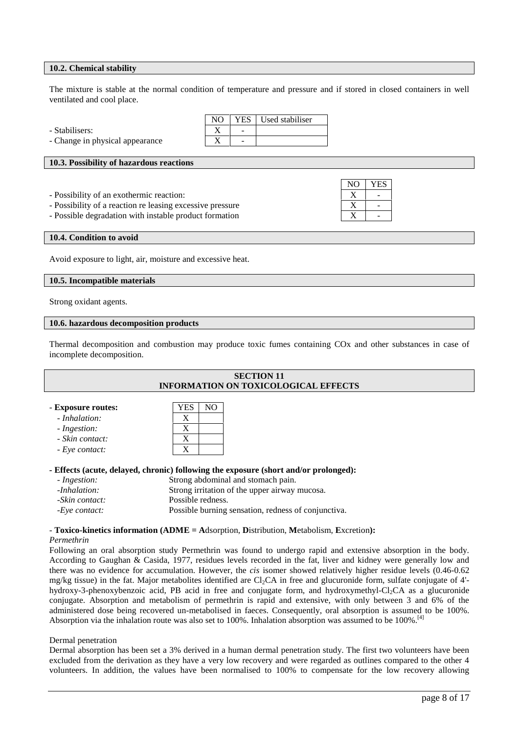**10.2. Chemical stability**

The mixture is stable at the normal condition of temperature and pressure and if stored in closed containers in well ventilated and cool place.

| | NO | YES | Used stabiliser |
|---|---|---|---|
| - Stabilisers: | X | - | |
| - Change in physical appearance | X | - | |

**10.3. Possibility of hazardous reactions**

| | NO | YES |
|---|---|---|
| - Possibility of an exothermic reaction: | X | - |
| - Possibility of a reaction re leasing excessive pressure | X | - |
| - Possible degradation with instable product formation | X | - |

**10.4. Condition to avoid**

Avoid exposure to light, air, moisture and excessive heat.

**10.5. Incompatible materials**

Strong oxidant agents.

**10.6. hazardous decomposition products**

Thermal decomposition and combustion may produce toxic fumes containing COx and other substances in case of incomplete decomposition.

## SECTION 11 INFORMATION ON TOXICOLOGICAL EFFECTS

| - **Exposure routes:** | YES | NO |
|---|---|---|
| *- Inhalation:* | X | |
| *- Ingestion:* | X | |
| *- Skin contact:* | X | |
| *- Eye contact:* | X | |

- **Effects (acute, delayed, chronic) following the exposure (short and/or prolonged):**

*- Ingestion:* Strong abdominal and stomach pain.
*-Inhalation:* Strong irritation of the upper airway mucosa.
*-Skin contact:* Possible redness.
*-Eye contact:* Possible burning sensation, redness of conjunctiva.

- **Toxico-kinetics information (ADME = Adsorption, Distribution, Metabolism, Excretion):**

*Permethrin*

Following an oral absorption study Permethrin was found to undergo rapid and extensive absorption in the body. According to Gaughan & Casida, 1977, residues levels recorded in the fat, liver and kidney were generally low and there was no evidence for accumulation. However, the *cis* isomer showed relatively higher residue levels (0.46-0.62 mg/kg tissue) in the fat. Major metabolites identified are $Cl_2CA$ in free and glucuronide form, sulfate conjugate of 4'-hydroxy-3-phenoxybenzoic acid, PB acid in free and conjugate form, and hydroxymethyl-$Cl_2CA$ as a glucuronide conjugate. Absorption and metabolism of permethrin is rapid and extensive, with only between 3 and 6% of the administered dose being recovered un-metabolised in faeces. Consequently, oral absorption is assumed to be 100%. Absorption via the inhalation route was also set to 100%. Inhalation absorption was assumed to be 100%.[4]

Dermal penetration

Dermal absorption has been set a 3% derived in a human dermal penetration study. The first two volunteers have been excluded from the derivation as they have a very low recovery and were regarded as outlines compared to the other 4 volunteers. In addition, the values have been normalised to 100% to compensate for the low recovery allowing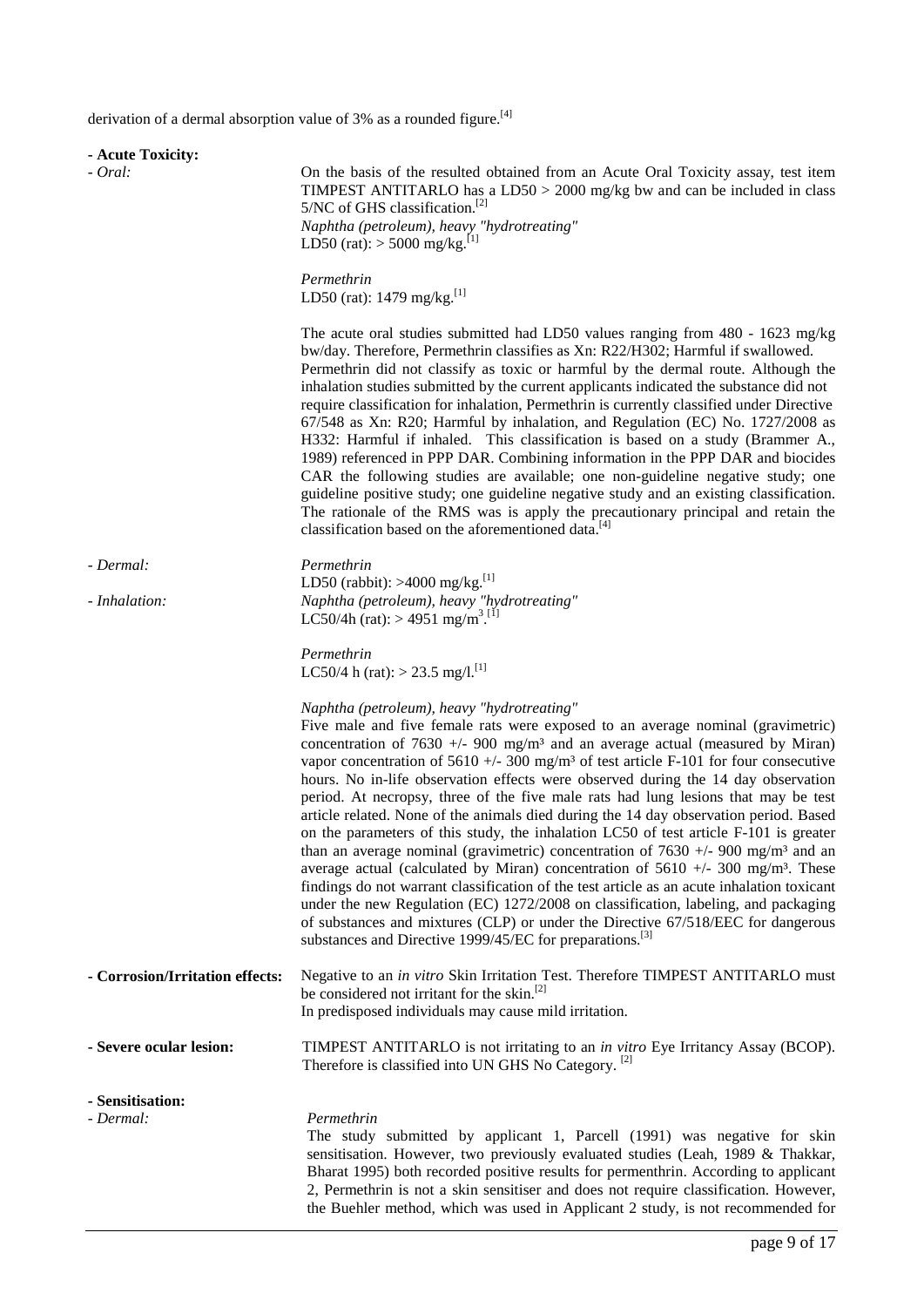derivation of a dermal absorption value of 3% as a rounded figure.[4]

**- Acute Toxicity:**

*- Oral:*

On the basis of the resulted obtained from an Acute Oral Toxicity assay, test item TIMPEST ANTITARLO has a LD50 > 2000 mg/kg bw and can be included in class 5/NC of GHS classification.[2]

*Naphtha (petroleum), heavy "hydrotreating"*
LD50 (rat): > 5000 mg/kg.[1]

*Permethrin*
LD50 (rat): 1479 mg/kg.[1]

The acute oral studies submitted had LD50 values ranging from 480 - 1623 mg/kg bw/day. Therefore, Permethrin classifies as Xn: R22/H302; Harmful if swallowed. Permethrin did not classify as toxic or harmful by the dermal route. Although the inhalation studies submitted by the current applicants indicated the substance did not require classification for inhalation, Permethrin is currently classified under Directive 67/548 as Xn: R20; Harmful by inhalation, and Regulation (EC) No. 1727/2008 as H332: Harmful if inhaled. This classification is based on a study (Brammer A., 1989) referenced in PPP DAR. Combining information in the PPP DAR and biocides CAR the following studies are available; one non-guideline negative study; one guideline positive study; one guideline negative study and an existing classification. The rationale of the RMS was is apply the precautionary principal and retain the classification based on the aforementioned data.[4]

*- Dermal:*

*Permethrin*
LD50 (rabbit): >4000 mg/kg.[1]

*- Inhalation:*

*Naphtha (petroleum), heavy "hydrotreating"*
LC50/4h (rat): > 4951 mg/m$^3$.[1]

*Permethrin*
LC50/4 h (rat): > 23.5 mg/l.[1]

*Naphtha (petroleum), heavy "hydrotreating"*
Five male and five female rats were exposed to an average nominal (gravimetric) concentration of 7630 +/- 900 mg/m³ and an average actual (measured by Miran) vapor concentration of 5610 +/- 300 mg/m³ of test article F-101 for four consecutive hours. No in-life observation effects were observed during the 14 day observation period. At necropsy, three of the five male rats had lung lesions that may be test article related. None of the animals died during the 14 day observation period. Based on the parameters of this study, the inhalation LC50 of test article F-101 is greater than an average nominal (gravimetric) concentration of 7630 +/- 900 mg/m³ and an average actual (calculated by Miran) concentration of 5610 +/- 300 mg/m³. These findings do not warrant classification of the test article as an acute inhalation toxicant under the new Regulation (EC) 1272/2008 on classification, labeling, and packaging of substances and mixtures (CLP) or under the Directive 67/518/EEC for dangerous substances and Directive 1999/45/EC for preparations.[3]

**- Corrosion/Irritation effects:**

Negative to an *in vitro* Skin Irritation Test. Therefore TIMPEST ANTITARLO must be considered not irritant for the skin.[2]
In predisposed individuals may cause mild irritation.

**- Severe ocular lesion:**

TIMPEST ANTITARLO is not irritating to an *in vitro* Eye Irritancy Assay (BCOP). Therefore is classified into UN GHS No Category.[2]

**- Sensitisation:**

*- Dermal:*

*Permethrin*
The study submitted by applicant 1, Parcell (1991) was negative for skin sensitisation. However, two previously evaluated studies (Leah, 1989 & Thakkar, Bharat 1995) both recorded positive results for permenthrin. According to applicant 2, Permethrin is not a skin sensitiser and does not require classification. However, the Buehler method, which was used in Applicant 2 study, is not recommended for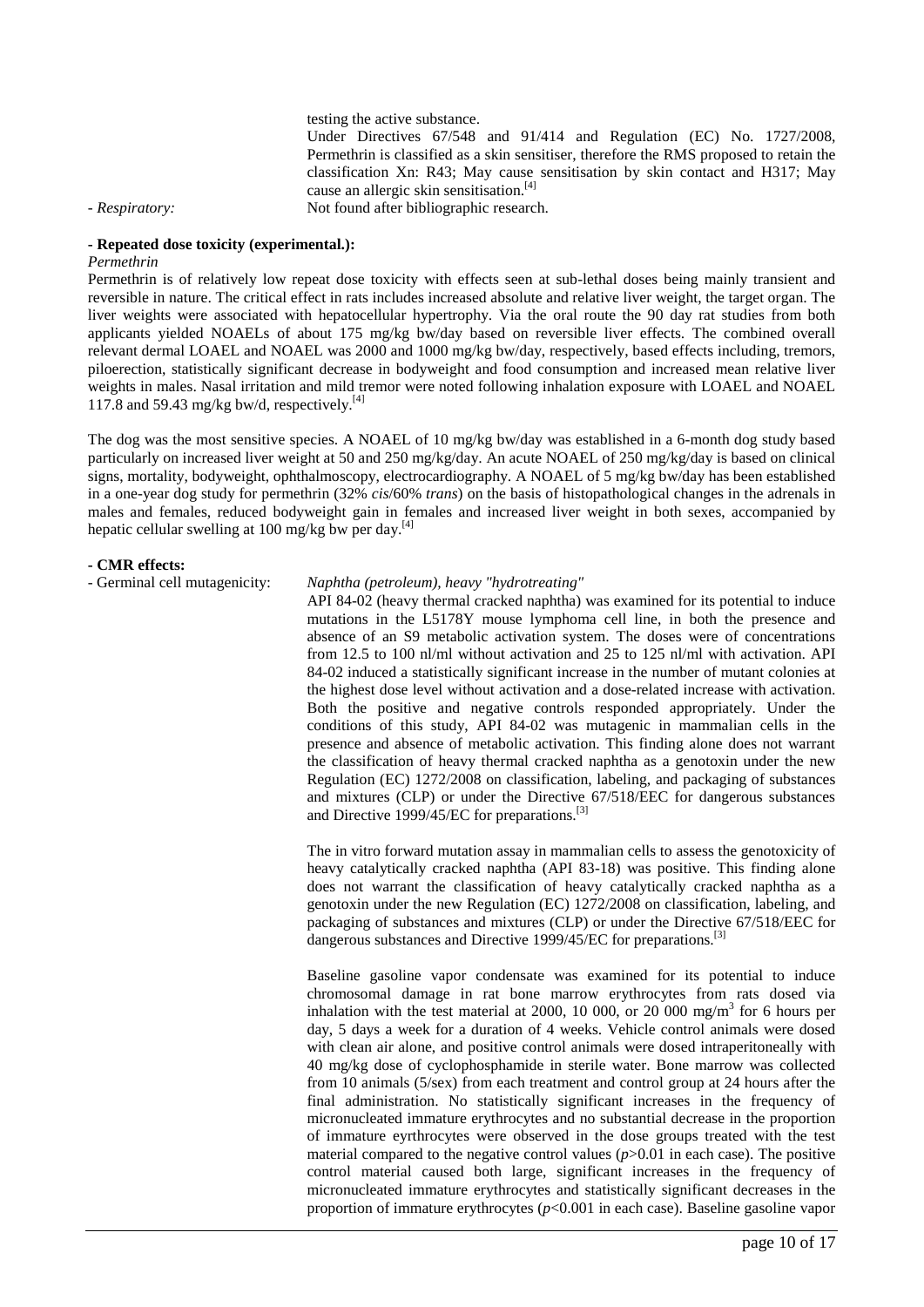testing the active substance.

Under Directives 67/548 and 91/414 and Regulation (EC) No. 1727/2008, Permethrin is classified as a skin sensitiser, therefore the RMS proposed to retain the classification Xn: R43; May cause sensitisation by skin contact and H317; May cause an allergic skin sensitisation.[4]

- *Respiratory:* Not found after bibliographic research.

**- Repeated dose toxicity (experimental.):**

*Permethrin*

Permethrin is of relatively low repeat dose toxicity with effects seen at sub-lethal doses being mainly transient and reversible in nature. The critical effect in rats includes increased absolute and relative liver weight, the target organ. The liver weights were associated with hepatocellular hypertrophy. Via the oral route the 90 day rat studies from both applicants yielded NOAELs of about 175 mg/kg bw/day based on reversible liver effects. The combined overall relevant dermal LOAEL and NOAEL was 2000 and 1000 mg/kg bw/day, respectively, based effects including, tremors, piloerection, statistically significant decrease in bodyweight and food consumption and increased mean relative liver weights in males. Nasal irritation and mild tremor were noted following inhalation exposure with LOAEL and NOAEL 117.8 and 59.43 mg/kg bw/d, respectively.[4]

The dog was the most sensitive species. A NOAEL of 10 mg/kg bw/day was established in a 6-month dog study based particularly on increased liver weight at 50 and 250 mg/kg/day. An acute NOAEL of 250 mg/kg/day is based on clinical signs, mortality, bodyweight, ophthalmoscopy, electrocardiography. A NOAEL of 5 mg/kg bw/day has been established in a one-year dog study for permethrin (32% *cis*/60% *trans*) on the basis of histopathological changes in the adrenals in males and females, reduced bodyweight gain in females and increased liver weight in both sexes, accompanied by hepatic cellular swelling at 100 mg/kg bw per day.[4]

**- CMR effects:**

- Germinal cell mutagenicity: *Naphtha (petroleum), heavy "hydrotreating"*

API 84-02 (heavy thermal cracked naphtha) was examined for its potential to induce mutations in the L5178Y mouse lymphoma cell line, in both the presence and absence of an S9 metabolic activation system. The doses were of concentrations from 12.5 to 100 nl/ml without activation and 25 to 125 nl/ml with activation. API 84-02 induced a statistically significant increase in the number of mutant colonies at the highest dose level without activation and a dose-related increase with activation. Both the positive and negative controls responded appropriately. Under the conditions of this study, API 84-02 was mutagenic in mammalian cells in the presence and absence of metabolic activation. This finding alone does not warrant the classification of heavy thermal cracked naphtha as a genotoxin under the new Regulation (EC) 1272/2008 on classification, labeling, and packaging of substances and mixtures (CLP) or under the Directive 67/518/EEC for dangerous substances and Directive 1999/45/EC for preparations.[3]

The in vitro forward mutation assay in mammalian cells to assess the genotoxicity of heavy catalytically cracked naphtha (API 83-18) was positive. This finding alone does not warrant the classification of heavy catalytically cracked naphtha as a genotoxin under the new Regulation (EC) 1272/2008 on classification, labeling, and packaging of substances and mixtures (CLP) or under the Directive 67/518/EEC for dangerous substances and Directive 1999/45/EC for preparations.[3]

Baseline gasoline vapor condensate was examined for its potential to induce chromosomal damage in rat bone marrow erythrocytes from rats dosed via inhalation with the test material at 2000, 10 000, or 20 000 mg/m$^3$ for 6 hours per day, 5 days a week for a duration of 4 weeks. Vehicle control animals were dosed with clean air alone, and positive control animals were dosed intraperitoneally with 40 mg/kg dose of cyclophosphamide in sterile water. Bone marrow was collected from 10 animals (5/sex) from each treatment and control group at 24 hours after the final administration. No statistically significant increases in the frequency of micronucleated immature erythrocytes and no substantial decrease in the proportion of immature eyrthrocytes were observed in the dose groups treated with the test material compared to the negative control values ($p$>0.01 in each case). The positive control material caused both large, significant increases in the frequency of micronucleated immature erythrocytes and statistically significant decreases in the proportion of immature erythrocytes ($p$<0.001 in each case). Baseline gasoline vapor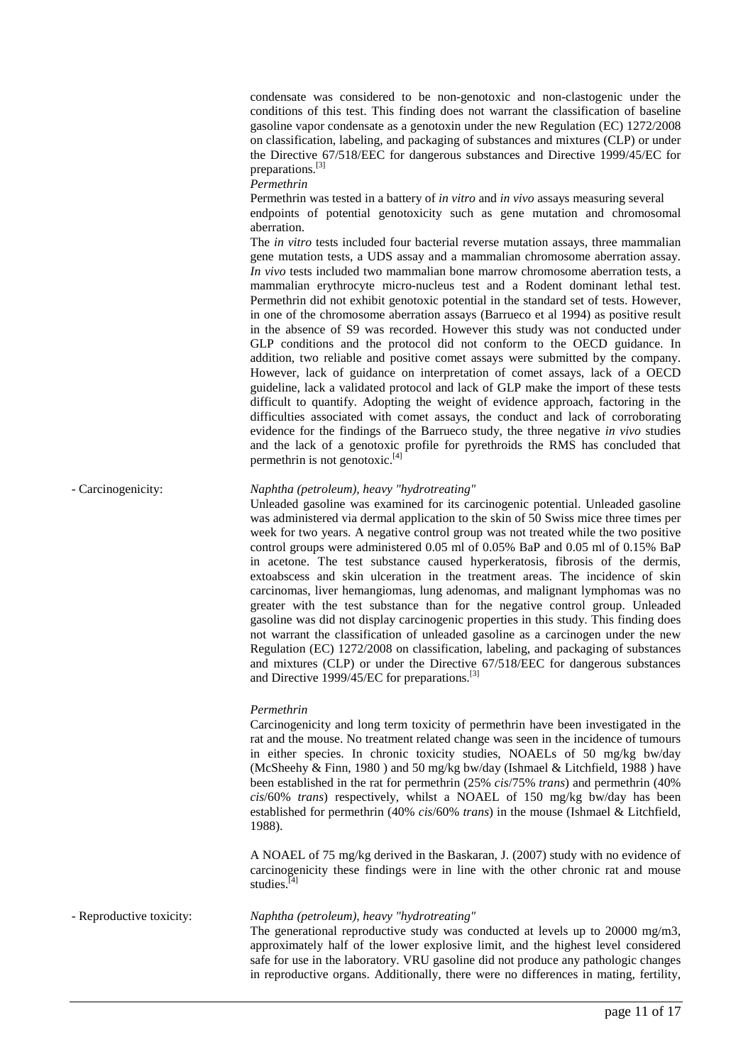condensate was considered to be non-genotoxic and non-clastogenic under the conditions of this test. This finding does not warrant the classification of baseline gasoline vapor condensate as a genotoxin under the new Regulation (EC) 1272/2008 on classification, labeling, and packaging of substances and mixtures (CLP) or under the Directive 67/518/EEC for dangerous substances and Directive 1999/45/EC for preparations.[3]

*Permethrin*

Permethrin was tested in a battery of *in vitro* and *in vivo* assays measuring several endpoints of potential genotoxicity such as gene mutation and chromosomal aberration.

The *in vitro* tests included four bacterial reverse mutation assays, three mammalian gene mutation tests, a UDS assay and a mammalian chromosome aberration assay. *In vivo* tests included two mammalian bone marrow chromosome aberration tests, a mammalian erythrocyte micro-nucleus test and a Rodent dominant lethal test. Permethrin did not exhibit genotoxic potential in the standard set of tests. However, in one of the chromosome aberration assays (Barrueco et al 1994) as positive result in the absence of S9 was recorded. However this study was not conducted under GLP conditions and the protocol did not conform to the OECD guidance. In addition, two reliable and positive comet assays were submitted by the company. However, lack of guidance on interpretation of comet assays, lack of a OECD guideline, lack a validated protocol and lack of GLP make the import of these tests difficult to quantify. Adopting the weight of evidence approach, factoring in the difficulties associated with comet assays, the conduct and lack of corroborating evidence for the findings of the Barrueco study, the three negative *in vivo* studies and the lack of a genotoxic profile for pyrethroids the RMS has concluded that permethrin is not genotoxic.[4]

- Carcinogenicity:

*Naphtha (petroleum), heavy "hydrotreating"*

Unleaded gasoline was examined for its carcinogenic potential. Unleaded gasoline was administered via dermal application to the skin of 50 Swiss mice three times per week for two years. A negative control group was not treated while the two positive control groups were administered 0.05 ml of 0.05% BaP and 0.05 ml of 0.15% BaP in acetone. The test substance caused hyperkeratosis, fibrosis of the dermis, extoabscess and skin ulceration in the treatment areas. The incidence of skin carcinomas, liver hemangiomas, lung adenomas, and malignant lymphomas was no greater with the test substance than for the negative control group. Unleaded gasoline was did not display carcinogenic properties in this study. This finding does not warrant the classification of unleaded gasoline as a carcinogen under the new Regulation (EC) 1272/2008 on classification, labeling, and packaging of substances and mixtures (CLP) or under the Directive 67/518/EEC for dangerous substances and Directive 1999/45/EC for preparations.[3]

*Permethrin*

Carcinogenicity and long term toxicity of permethrin have been investigated in the rat and the mouse. No treatment related change was seen in the incidence of tumours in either species. In chronic toxicity studies, NOAELs of 50 mg/kg bw/day (McSheehy & Finn, 1980 ) and 50 mg/kg bw/day (Ishmael & Litchfield, 1988 ) have been established in the rat for permethrin (25% *cis*/75% *trans*) and permethrin (40% *cis*/60% *trans*) respectively, whilst a NOAEL of 150 mg/kg bw/day has been established for permethrin (40% *cis*/60% *trans*) in the mouse (Ishmael & Litchfield, 1988).

A NOAEL of 75 mg/kg derived in the Baskaran, J. (2007) study with no evidence of carcinogenicity these findings were in line with the other chronic rat and mouse studies.[4]

- Reproductive toxicity:

*Naphtha (petroleum), heavy "hydrotreating"*

The generational reproductive study was conducted at levels up to 20000 mg/m3, approximately half of the lower explosive limit, and the highest level considered safe for use in the laboratory. VRU gasoline did not produce any pathologic changes in reproductive organs. Additionally, there were no differences in mating, fertility,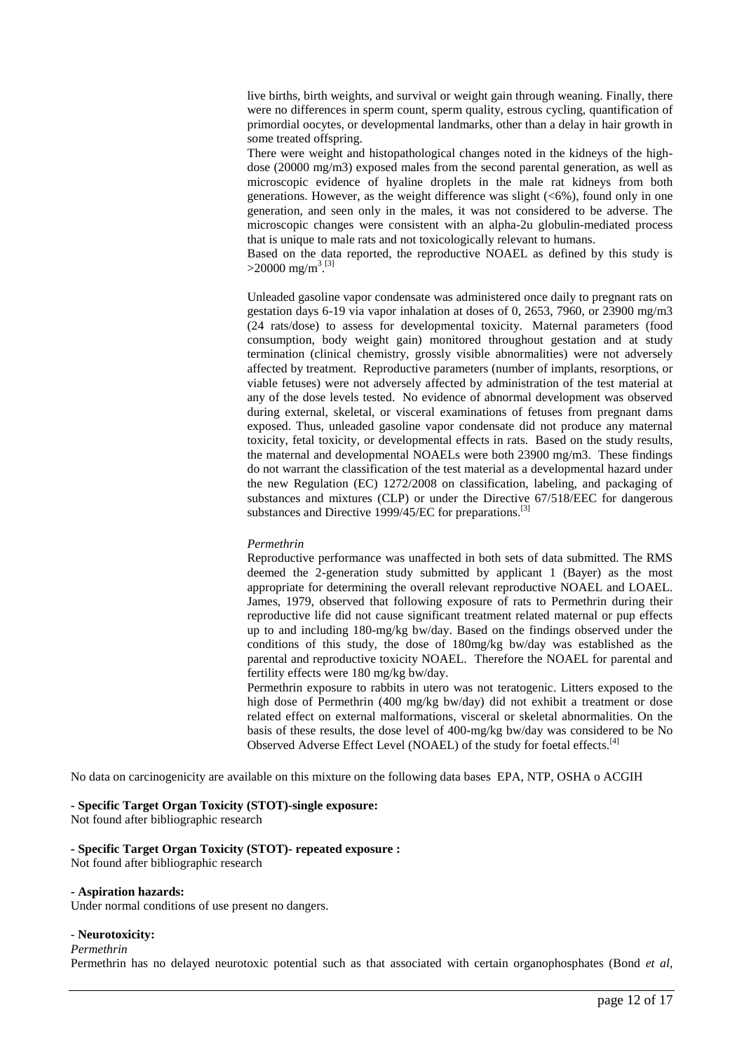live births, birth weights, and survival or weight gain through weaning. Finally, there were no differences in sperm count, sperm quality, estrous cycling, quantification of primordial oocytes, or developmental landmarks, other than a delay in hair growth in some treated offspring.

There were weight and histopathological changes noted in the kidneys of the high-dose (20000 mg/m3) exposed males from the second parental generation, as well as microscopic evidence of hyaline droplets in the male rat kidneys from both generations. However, as the weight difference was slight (<6%), found only in one generation, and seen only in the males, it was not considered to be adverse. The microscopic changes were consistent with an alpha-2u globulin-mediated process that is unique to male rats and not toxicologically relevant to humans.

Based on the data reported, the reproductive NOAEL as defined by this study is >20000 $mg/m^3$.[3]

Unleaded gasoline vapor condensate was administered once daily to pregnant rats on gestation days 6-19 via vapor inhalation at doses of 0, 2653, 7960, or 23900 mg/m3 (24 rats/dose) to assess for developmental toxicity. Maternal parameters (food consumption, body weight gain) monitored throughout gestation and at study termination (clinical chemistry, grossly visible abnormalities) were not adversely affected by treatment. Reproductive parameters (number of implants, resorptions, or viable fetuses) were not adversely affected by administration of the test material at any of the dose levels tested. No evidence of abnormal development was observed during external, skeletal, or visceral examinations of fetuses from pregnant dams exposed. Thus, unleaded gasoline vapor condensate did not produce any maternal toxicity, fetal toxicity, or developmental effects in rats. Based on the study results, the maternal and developmental NOAELs were both 23900 mg/m3. These findings do not warrant the classification of the test material as a developmental hazard under the new Regulation (EC) 1272/2008 on classification, labeling, and packaging of substances and mixtures (CLP) or under the Directive 67/518/EEC for dangerous substances and Directive 1999/45/EC for preparations.[3]

*Permethrin*

Reproductive performance was unaffected in both sets of data submitted. The RMS deemed the 2-generation study submitted by applicant 1 (Bayer) as the most appropriate for determining the overall relevant reproductive NOAEL and LOAEL. James, 1979, observed that following exposure of rats to Permethrin during their reproductive life did not cause significant treatment related maternal or pup effects up to and including 180-mg/kg bw/day. Based on the findings observed under the conditions of this study, the dose of 180mg/kg bw/day was established as the parental and reproductive toxicity NOAEL. Therefore the NOAEL for parental and fertility effects were 180 mg/kg bw/day.

Permethrin exposure to rabbits in utero was not teratogenic. Litters exposed to the high dose of Permethrin (400 mg/kg bw/day) did not exhibit a treatment or dose related effect on external malformations, visceral or skeletal abnormalities. On the basis of these results, the dose level of 400-mg/kg bw/day was considered to be No Observed Adverse Effect Level (NOAEL) of the study for foetal effects.[4]

No data on carcinogenicity are available on this mixture on the following data bases EPA, NTP, OSHA o ACGIH

**- Specific Target Organ Toxicity (STOT)-single exposure:**

Not found after bibliographic research

**- Specific Target Organ Toxicity (STOT)- repeated exposure :**

Not found after bibliographic research

- **Aspiration hazards:**

Under normal conditions of use present no dangers.

- **Neurotoxicity:**

*Permethrin*

Permethrin has no delayed neurotoxic potential such as that associated with certain organophosphates (Bond *et al*,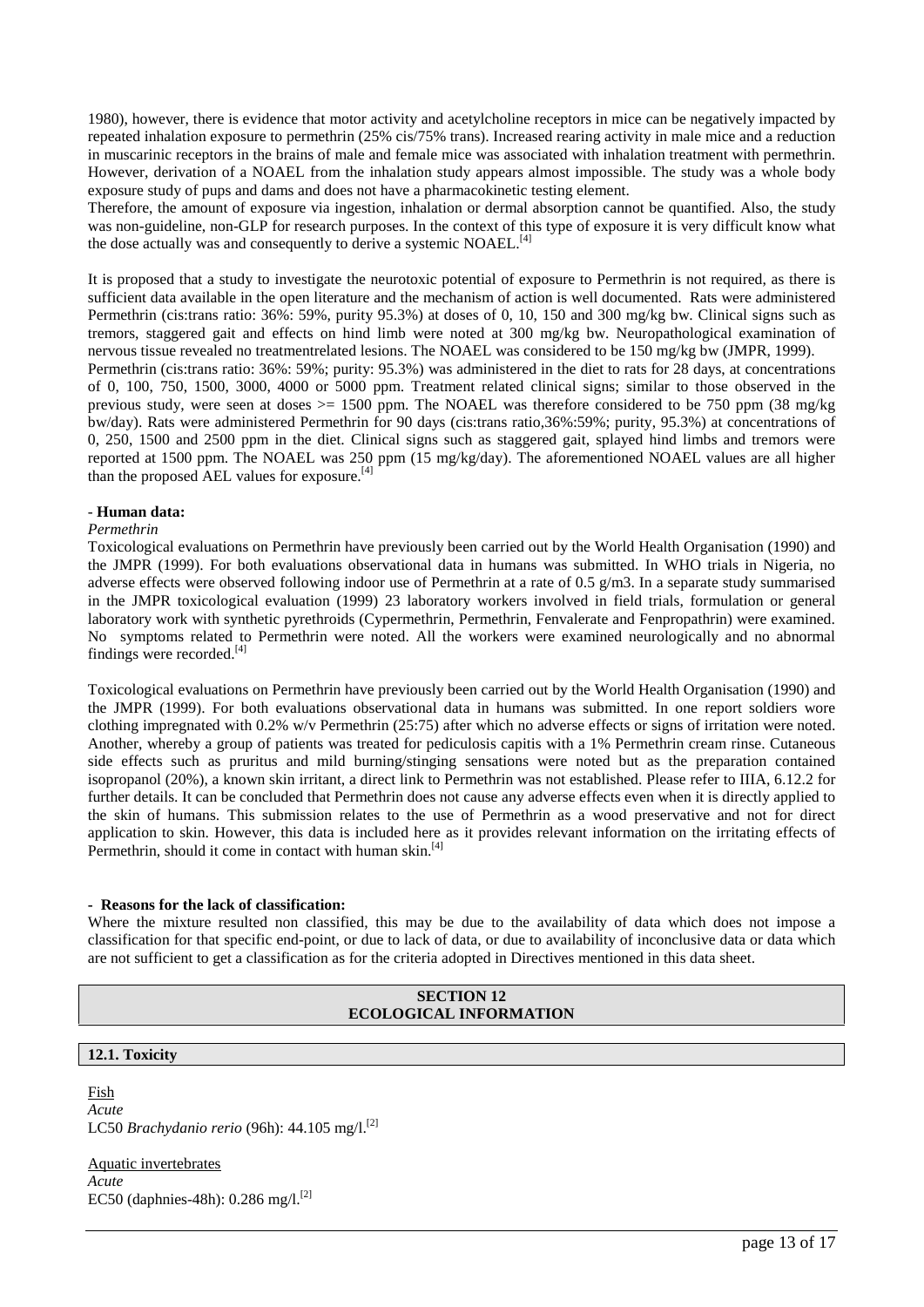1980), however, there is evidence that motor activity and acetylcholine receptors in mice can be negatively impacted by repeated inhalation exposure to permethrin (25% cis/75% trans). Increased rearing activity in male mice and a reduction in muscarinic receptors in the brains of male and female mice was associated with inhalation treatment with permethrin. However, derivation of a NOAEL from the inhalation study appears almost impossible. The study was a whole body exposure study of pups and dams and does not have a pharmacokinetic testing element.
Therefore, the amount of exposure via ingestion, inhalation or dermal absorption cannot be quantified. Also, the study was non-guideline, non-GLP for research purposes. In the context of this type of exposure it is very difficult know what the dose actually was and consequently to derive a systemic NOAEL.[4]

It is proposed that a study to investigate the neurotoxic potential of exposure to Permethrin is not required, as there is sufficient data available in the open literature and the mechanism of action is well documented. Rats were administered Permethrin (cis:trans ratio: 36%: 59%, purity 95.3%) at doses of 0, 10, 150 and 300 mg/kg bw. Clinical signs such as tremors, staggered gait and effects on hind limb were noted at 300 mg/kg bw. Neuropathological examination of nervous tissue revealed no treatmentrelated lesions. The NOAEL was considered to be 150 mg/kg bw (JMPR, 1999).
Permethrin (cis:trans ratio: 36%: 59%; purity: 95.3%) was administered in the diet to rats for 28 days, at concentrations of 0, 100, 750, 1500, 3000, 4000 or 5000 ppm. Treatment related clinical signs; similar to those observed in the previous study, were seen at doses >= 1500 ppm. The NOAEL was therefore considered to be 750 ppm (38 mg/kg bw/day). Rats were administered Permethrin for 90 days (cis:trans ratio,36%:59%; purity, 95.3%) at concentrations of 0, 250, 1500 and 2500 ppm in the diet. Clinical signs such as staggered gait, splayed hind limbs and tremors were reported at 1500 ppm. The NOAEL was 250 ppm (15 mg/kg/day). The aforementioned NOAEL values are all higher than the proposed AEL values for exposure.[4]

- **Human data:**

*Permethrin*

Toxicological evaluations on Permethrin have previously been carried out by the World Health Organisation (1990) and the JMPR (1999). For both evaluations observational data in humans was submitted. In WHO trials in Nigeria, no adverse effects were observed following indoor use of Permethrin at a rate of 0.5 g/m3. In a separate study summarised in the JMPR toxicological evaluation (1999) 23 laboratory workers involved in field trials, formulation or general laboratory work with synthetic pyrethroids (Cypermethrin, Permethrin, Fenvalerate and Fenpropathrin) were examined. No symptoms related to Permethrin were noted. All the workers were examined neurologically and no abnormal findings were recorded.[4]

Toxicological evaluations on Permethrin have previously been carried out by the World Health Organisation (1990) and the JMPR (1999). For both evaluations observational data in humans was submitted. In one report soldiers wore clothing impregnated with 0.2% w/v Permethrin (25:75) after which no adverse effects or signs of irritation were noted. Another, whereby a group of patients was treated for pediculosis capitis with a 1% Permethrin cream rinse. Cutaneous side effects such as pruritus and mild burning/stinging sensations were noted but as the preparation contained isopropanol (20%), a known skin irritant, a direct link to Permethrin was not established. Please refer to IIIA, 6.12.2 for further details. It can be concluded that Permethrin does not cause any adverse effects even when it is directly applied to the skin of humans. This submission relates to the use of Permethrin as a wood preservative and not for direct application to skin. However, this data is included here as it provides relevant information on the irritating effects of Permethrin, should it come in contact with human skin.[4]

- **Reasons for the lack of classification:**

Where the mixture resulted non classified, this may be due to the availability of data which does not impose a classification for that specific end-point, or due to lack of data, or due to availability of inconclusive data or data which are not sufficient to get a classification as for the criteria adopted in Directives mentioned in this data sheet.

## SECTION 12 ECOLOGICAL INFORMATION

### 12.1. Toxicity

Fish

*Acute*

LC50 *Brachydanio rerio* (96h): 44.105 mg/l.[2]

Aquatic invertebrates

*Acute*

EC50 (daphnies-48h): 0.286 mg/l.[2]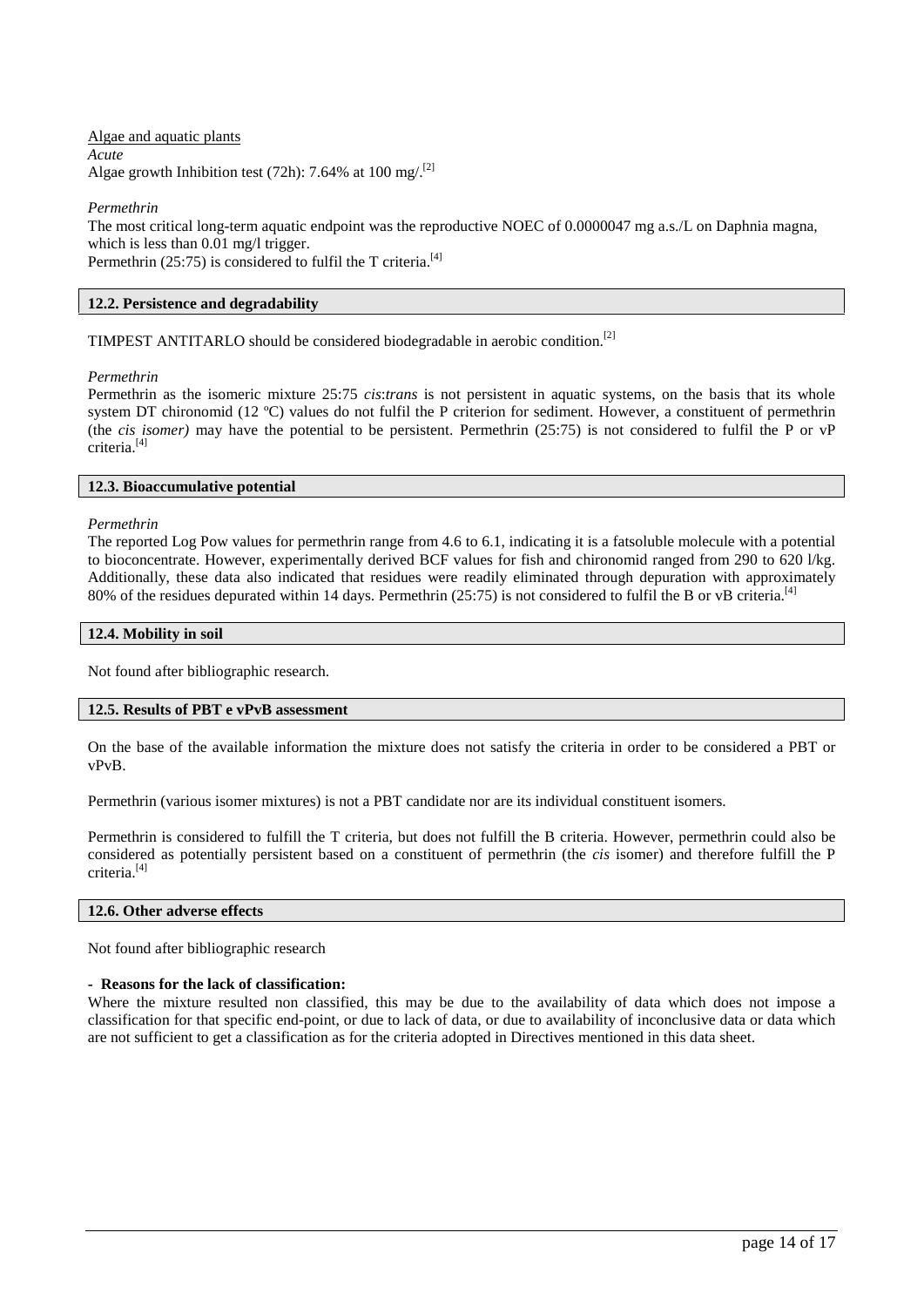<u>Algae and aquatic plants</u>

*Acute*

Algae growth Inhibition test (72h): 7.64% at 100 mg/.[2]

*Permethrin*

The most critical long-term aquatic endpoint was the reproductive NOEC of 0.0000047 mg a.s./L on Daphnia magna, which is less than 0.01 mg/l trigger.
Permethrin (25:75) is considered to fulfil the T criteria.[4]

### 12.2. Persistence and degradability

TIMPEST ANTITARLO should be considered biodegradable in aerobic condition.[2]

*Permethrin*

Permethrin as the isomeric mixture 25:75 *cis*:*trans* is not persistent in aquatic systems, on the basis that its whole system DT chironomid (12 ºC) values do not fulfil the P criterion for sediment. However, a constituent of permethrin (the *cis isomer)* may have the potential to be persistent. Permethrin (25:75) is not considered to fulfil the P or vP criteria.[4]

### 12.3. Bioaccumulative potential

*Permethrin*

The reported Log Pow values for permethrin range from 4.6 to 6.1, indicating it is a fatsoluble molecule with a potential to bioconcentrate. However, experimentally derived BCF values for fish and chironomid ranged from 290 to 620 l/kg. Additionally, these data also indicated that residues were readily eliminated through depuration with approximately 80% of the residues depurated within 14 days. Permethrin (25:75) is not considered to fulfil the B or vB criteria.[4]

### 12.4. Mobility in soil

Not found after bibliographic research.

### 12.5. Results of PBT e vPvB assessment

On the base of the available information the mixture does not satisfy the criteria in order to be considered a PBT or vPvB.

Permethrin (various isomer mixtures) is not a PBT candidate nor are its individual constituent isomers.

Permethrin is considered to fulfill the T criteria, but does not fulfill the B criteria. However, permethrin could also be considered as potentially persistent based on a constituent of permethrin (the *cis* isomer) and therefore fulfill the P criteria.[4]

### 12.6. Other adverse effects

Not found after bibliographic research

**- Reasons for the lack of classification:**

Where the mixture resulted non classified, this may be due to the availability of data which does not impose a classification for that specific end-point, or due to lack of data, or due to availability of inconclusive data or data which are not sufficient to get a classification as for the criteria adopted in Directives mentioned in this data sheet.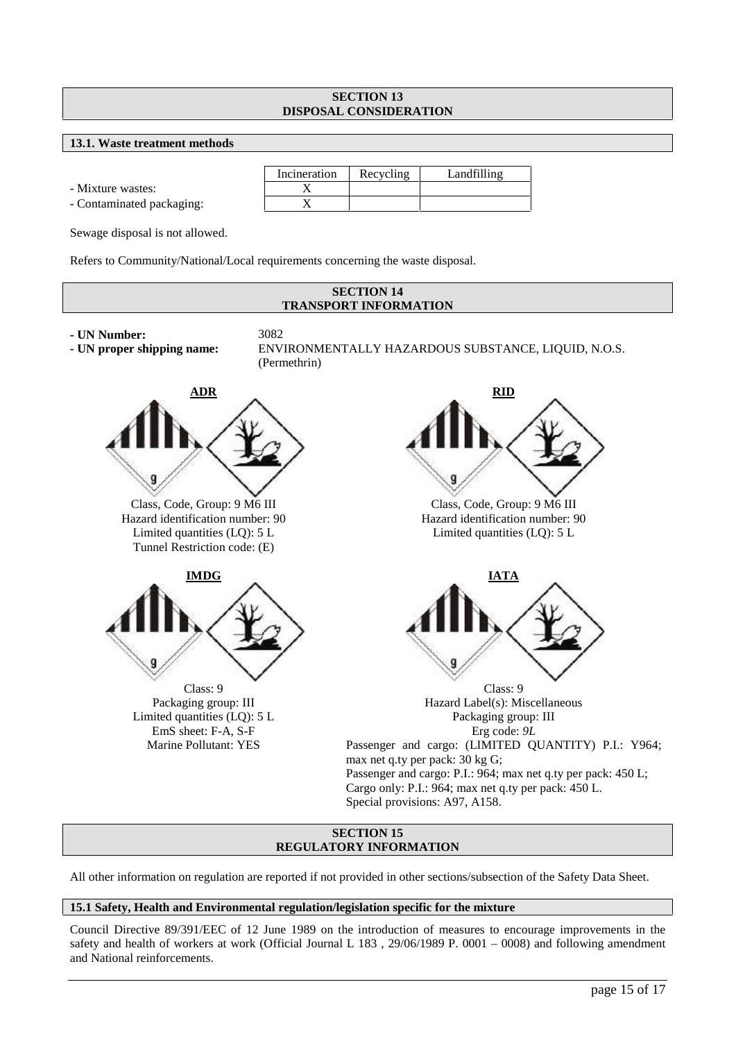## SECTION 13
## DISPOSAL CONSIDERATION

### 13.1. Waste treatment methods

| | Incineration | Recycling | Landfilling |
|---|---|---|---|
| - Mixture wastes: | X | | |
| - Contaminated packaging: | X | | |

Sewage disposal is not allowed.

Refers to Community/National/Local requirements concerning the waste disposal.

## SECTION 14
## TRANSPORT INFORMATION

**- UN Number:** 3082
**- UN proper shipping name:** ENVIRONMENTALLY HAZARDOUS SUBSTANCE, LIQUID, N.O.S. (Permethrin)

**ADR**

Class, Code, Group: 9 M6 III
Hazard identification number: 90
Limited quantities (LQ): 5 L
Tunnel Restriction code: (E)

**RID**

Class, Code, Group: 9 M6 III
Hazard identification number: 90
Limited quantities (LQ): 5 L

**IMDG**

Class: 9
Packaging group: III
Limited quantities (LQ): 5 L
EmS sheet: F-A, S-F
Marine Pollutant: YES

**IATA**

Class: 9
Hazard Label(s): Miscellaneous
Packaging group: III
Erg code: *9L*
Passenger and cargo: (LIMITED QUANTITY) P.I.: Y964; max net q.ty per pack: 30 kg G;
Passenger and cargo: P.I.: 964; max net q.ty per pack: 450 L;
Cargo only: P.I.: 964; max net q.ty per pack: 450 L.
Special provisions: A97, A158.

## SECTION 15
## REGULATORY INFORMATION

All other information on regulation are reported if not provided in other sections/subsection of the Safety Data Sheet.

### 15.1 Safety, Health and Environmental regulation/legislation specific for the mixture

Council Directive 89/391/EEC of 12 June 1989 on the introduction of measures to encourage improvements in the safety and health of workers at work (Official Journal L 183 , 29/06/1989 P. 0001 – 0008) and following amendment and National reinforcements.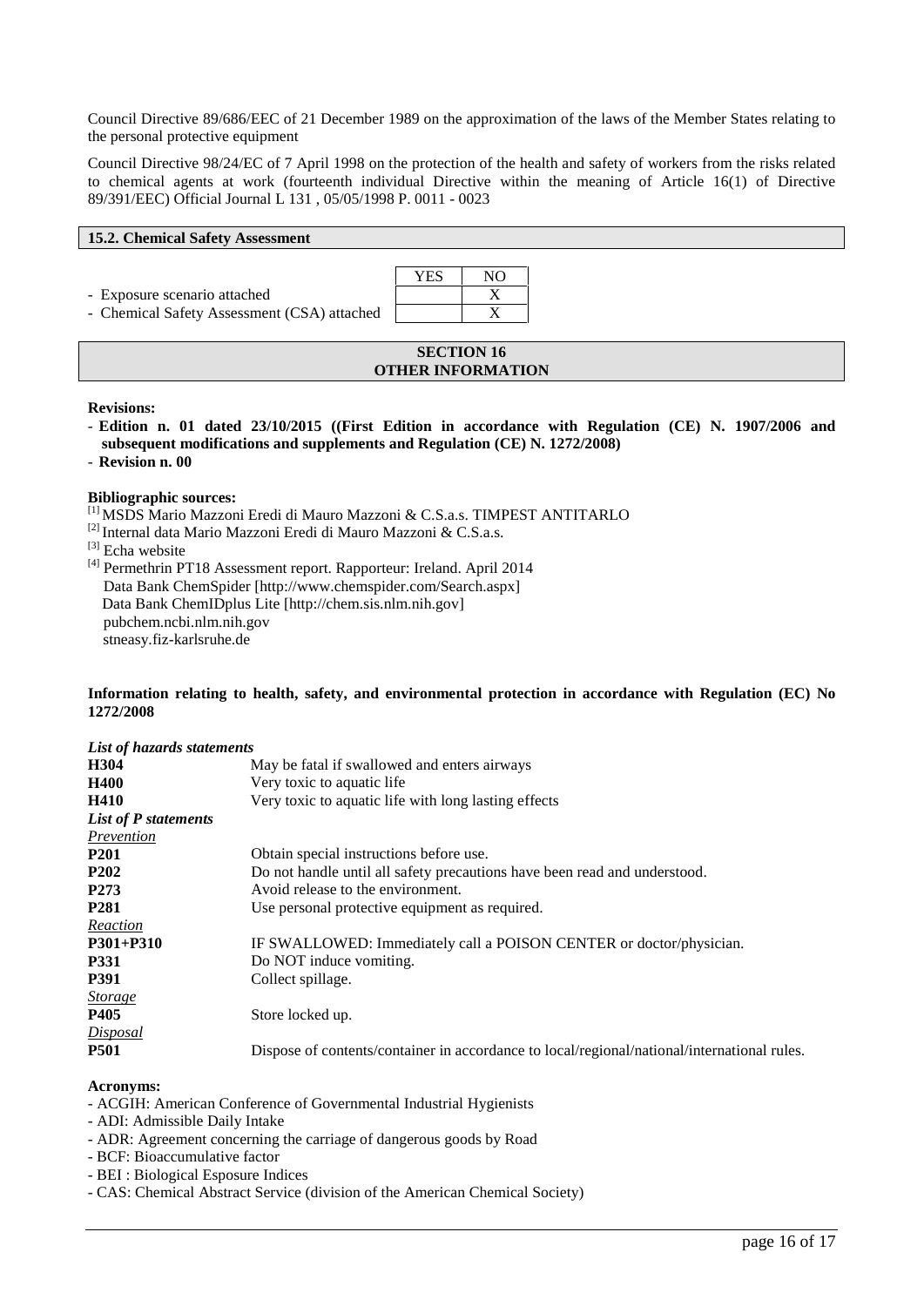Council Directive 89/686/EEC of 21 December 1989 on the approximation of the laws of the Member States relating to the personal protective equipment

Council Directive 98/24/EC of 7 April 1998 on the protection of the health and safety of workers from the risks related to chemical agents at work (fourteenth individual Directive within the meaning of Article 16(1) of Directive 89/391/EEC) Official Journal L 131 , 05/05/1998 P. 0011 - 0023

## 15.2. Chemical Safety Assessment

| | YES | NO |
|---|---|---|
| - Exposure scenario attached | | X |
| - Chemical Safety Assessment (CSA) attached | | X |

## SECTION 16
## OTHER INFORMATION

**Revisions:**

- **Edition n. 01 dated 23/10/2015 ((First Edition in accordance with Regulation (CE) N. 1907/2006 and subsequent modifications and supplements and Regulation (CE) N. 1272/2008)**
- **Revision n. 00**

**Bibliographic sources:**

[1] MSDS Mario Mazzoni Eredi di Mauro Mazzoni & C.S.a.s. TIMPEST ANTITARLO
[2] Internal data Mario Mazzoni Eredi di Mauro Mazzoni & C.S.a.s.
[3] Echa website
[4] Permethrin PT18 Assessment report. Rapporteur: Ireland. April 2014
Data Bank ChemSpider [http://www.chemspider.com/Search.aspx]
Data Bank ChemIDplus Lite [http://chem.sis.nlm.nih.gov]
pubchem.ncbi.nlm.nih.gov
stneasy.fiz-karlsruhe.de

**Information relating to health, safety, and environmental protection in accordance with Regulation (EC) No 1272/2008**

***List of hazards statements***

| | |
|---|---|
| **H304** | May be fatal if swallowed and enters airways |
| **H400** | Very toxic to aquatic life |
| **H410** | Very toxic to aquatic life with long lasting effects |
| ***List of P statements*** | |
| *Prevention* | |
| **P201** | Obtain special instructions before use. |
| **P202** | Do not handle until all safety precautions have been read and understood. |
| **P273** | Avoid release to the environment. |
| **P281** | Use personal protective equipment as required. |
| *Reaction* | |
| **P301+P310** | IF SWALLOWED: Immediately call a POISON CENTER or doctor/physician. |
| **P331** | Do NOT induce vomiting. |
| **P391** | Collect spillage. |
| *Storage* | |
| **P405** | Store locked up. |
| *Disposal* | |
| **P501** | Dispose of contents/container in accordance to local/regional/national/international rules. |

**Acronyms:**

- ACGIH: American Conference of Governmental Industrial Hygienists
- ADI: Admissible Daily Intake
- ADR: Agreement concerning the carriage of dangerous goods by Road
- BCF: Bioaccumulative factor
- BEI : Biological Esposure Indices
- CAS: Chemical Abstract Service (division of the American Chemical Society)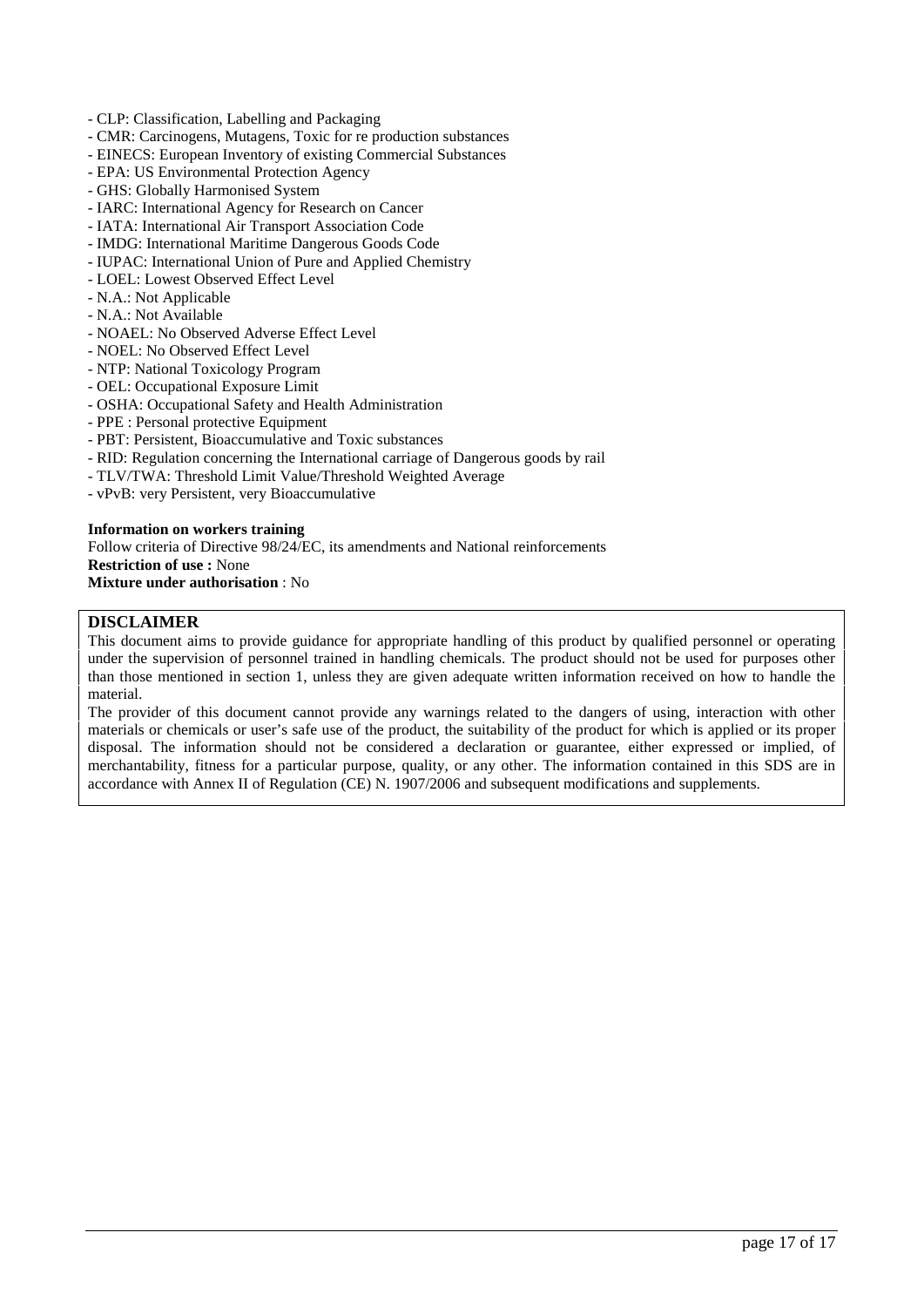- CLP: Classification, Labelling and Packaging
- CMR: Carcinogens, Mutagens, Toxic for re production substances
- EINECS: European Inventory of existing Commercial Substances
- EPA: US Environmental Protection Agency
- GHS: Globally Harmonised System
- IARC: International Agency for Research on Cancer
- IATA: International Air Transport Association Code
- IMDG: International Maritime Dangerous Goods Code
- IUPAC: International Union of Pure and Applied Chemistry
- LOEL: Lowest Observed Effect Level
- N.A.: Not Applicable
- N.A.: Not Available
- NOAEL: No Observed Adverse Effect Level
- NOEL: No Observed Effect Level
- NTP: National Toxicology Program
- OEL: Occupational Exposure Limit
- OSHA: Occupational Safety and Health Administration
- PPE : Personal protective Equipment
- PBT: Persistent, Bioaccumulative and Toxic substances
- RID: Regulation concerning the International carriage of Dangerous goods by rail
- TLV/TWA: Threshold Limit Value/Threshold Weighted Average
- vPvB: very Persistent, very Bioaccumulative

**Information on workers training**
Follow criteria of Directive 98/24/EC, its amendments and National reinforcements
**Restriction of use :** None
**Mixture under authorisation** : No

## DISCLAIMER

This document aims to provide guidance for appropriate handling of this product by qualified personnel or operating under the supervision of personnel trained in handling chemicals. The product should not be used for purposes other than those mentioned in section 1, unless they are given adequate written information received on how to handle the material.

The provider of this document cannot provide any warnings related to the dangers of using, interaction with other materials or chemicals or user's safe use of the product, the suitability of the product for which is applied or its proper disposal. The information should not be considered a declaration or guarantee, either expressed or implied, of merchantability, fitness for a particular purpose, quality, or any other. The information contained in this SDS are in accordance with Annex II of Regulation (CE) N. 1907/2006 and subsequent modifications and supplements.